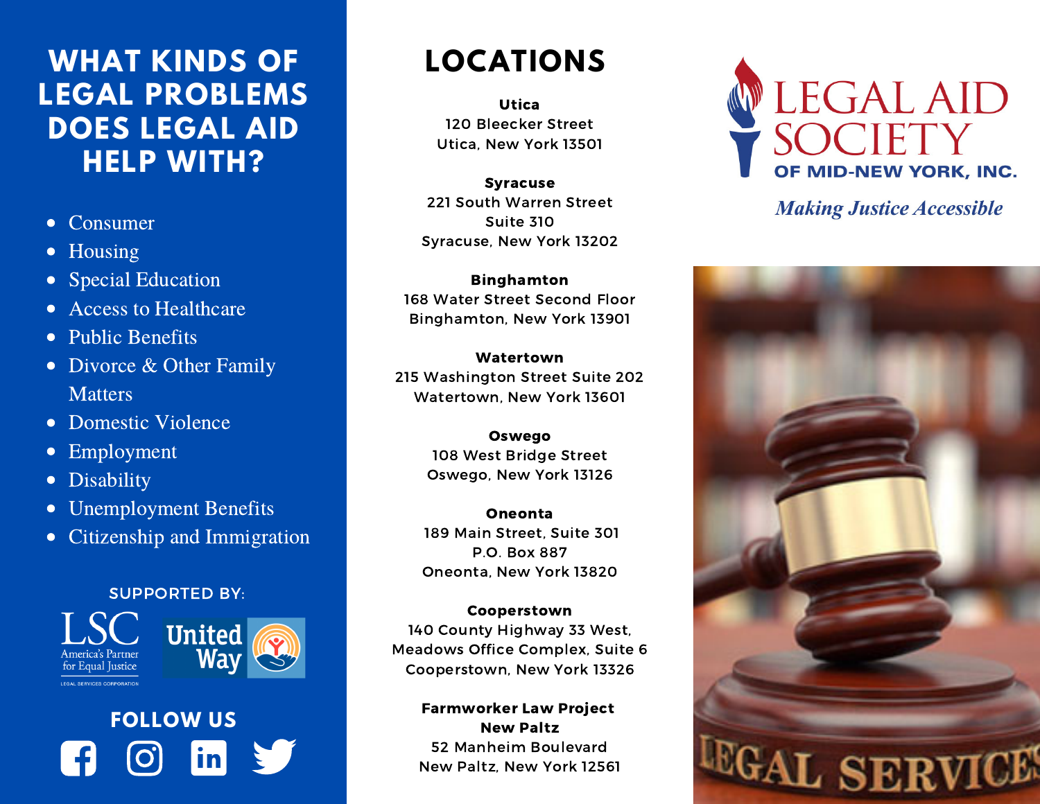# WHAT KINDS OF LEGAL PROBLEMS DOES LEGAL AID HELP WITH?

- Consumer
- Housing
- Special Education
- Access to Healthcare
- Public Benefits
- Divorce & Other Family Matters
- Domestic Violence
- Employment
- Disability
- Unemployment Benefits
- Citizenship and Immigration

SUPPORTED BY:

LSC America's Partner for Equal Justice — Legal Services Corporation

United Way

## FOLLOW US

# LOCATIONS

**Utica**
120 Bleecker Street
Utica, New York 13501

**Syracuse**
221 South Warren Street
Suite 310
Syracuse, New York 13202

**Binghamton**
168 Water Street Second Floor
Binghamton, New York 13901

**Watertown**
215 Washington Street Suite 202
Watertown, New York 13601

**Oswego**
108 West Bridge Street
Oswego, New York 13126

**Oneonta**
189 Main Street, Suite 301
P.O. Box 887
Oneonta, New York 13820

**Cooperstown**
140 County Highway 33 West,
Meadows Office Complex, Suite 6
Cooperstown, New York 13326

**Farmworker Law Project**
**New Paltz**
52 Manheim Boulevard
New Paltz, New York 12561

# LEGAL AID SOCIETY OF MID-NEW YORK, INC.

*Making Justice Accessible*

LEGAL SERVICES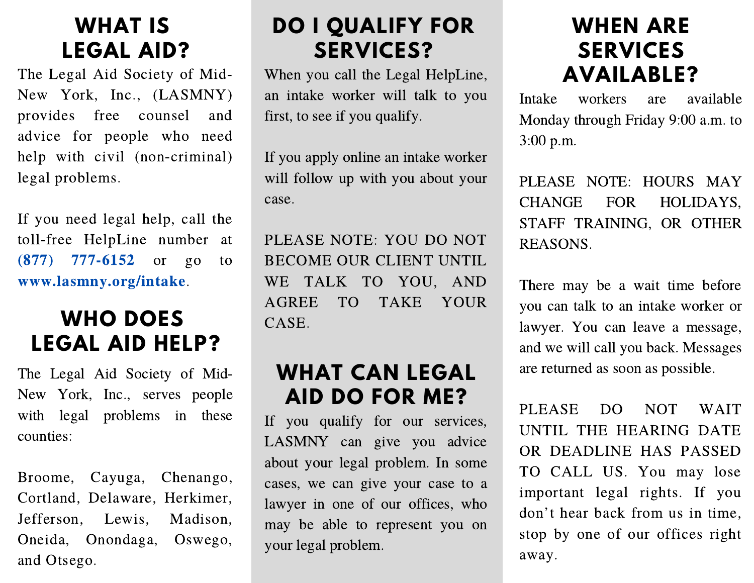## WHAT IS LEGAL AID?

The Legal Aid Society of Mid-New York, Inc., (LASMNY) provides free counsel and advice for people who need help with civil (non-criminal) legal problems.

If you need legal help, call the toll-free HelpLine number at **(877) 777-6152** or go to **www.lasmny.org/intake**.

## WHO DOES LEGAL AID HELP?

The Legal Aid Society of Mid-New York, Inc., serves people with legal problems in these counties:

Broome, Cayuga, Chenango, Cortland, Delaware, Herkimer, Jefferson, Lewis, Madison, Oneida, Onondaga, Oswego, and Otsego.

## DO I QUALIFY FOR SERVICES?

When you call the Legal HelpLine, an intake worker will talk to you first, to see if you qualify.

If you apply online an intake worker will follow up with you about your case.

PLEASE NOTE: YOU DO NOT BECOME OUR CLIENT UNTIL WE TALK TO YOU, AND AGREE TO TAKE YOUR CASE.

## WHAT CAN LEGAL AID DO FOR ME?

If you qualify for our services, LASMNY can give you advice about your legal problem. In some cases, we can give your case to a lawyer in one of our offices, who may be able to represent you on your legal problem.

## WHEN ARE SERVICES AVAILABLE?

Intake workers are available Monday through Friday 9:00 a.m. to 3:00 p.m.

PLEASE NOTE: HOURS MAY CHANGE FOR HOLIDAYS, STAFF TRAINING, OR OTHER REASONS.

There may be a wait time before you can talk to an intake worker or lawyer. You can leave a message, and we will call you back. Messages are returned as soon as possible.

PLEASE DO NOT WAIT UNTIL THE HEARING DATE OR DEADLINE HAS PASSED TO CALL US. You may lose important legal rights. If you don't hear back from us in time, stop by one of our offices right away.